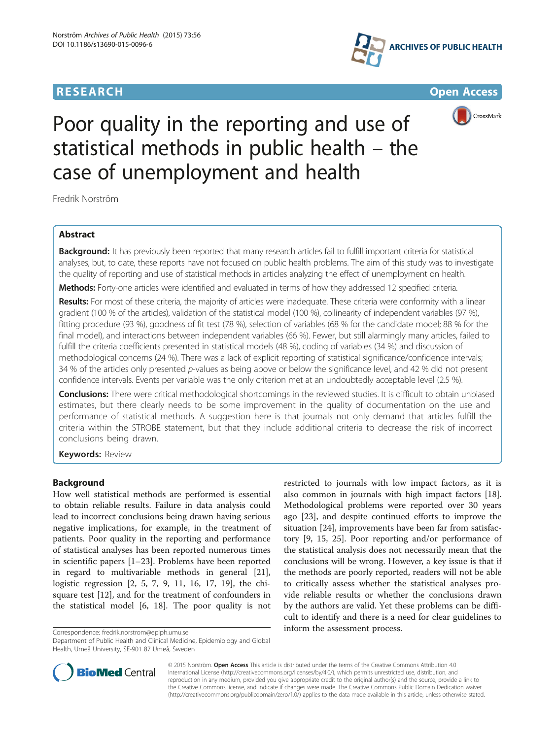RESEARCH Open Access

# Poor quality in the reporting and use of statistical methods in public health – the case of unemployment and health

Fredrik Norström

## Abstract

**Background:** It has previously been reported that many research articles fail to fulfill important criteria for statistical analyses, but, to date, these reports have not focused on public health problems. The aim of this study was to investigate the quality of reporting and use of statistical methods in articles analyzing the effect of unemployment on health.

**Methods:** Forty-one articles were identified and evaluated in terms of how they addressed 12 specified criteria.

**Results:** For most of these criteria, the majority of articles were inadequate. These criteria were conformity with a linear gradient (100 % of the articles), validation of the statistical model (100 %), collinearity of independent variables (97 %), fitting procedure (93 %), goodness of fit test (78 %), selection of variables (68 % for the candidate model; 88 % for the final model), and interactions between independent variables (66 %). Fewer, but still alarmingly many articles, failed to fulfill the criteria coefficients presented in statistical models (48 %), coding of variables (34 %) and discussion of methodological concerns (24 %). There was a lack of explicit reporting of statistical significance/confidence intervals; 34 % of the articles only presented *p*-values as being above or below the significance level, and 42 % did not present confidence intervals. Events per variable was the only criterion met at an undoubtedly acceptable level (2.5 %).

**Conclusions:** There were critical methodological shortcomings in the reviewed studies. It is difficult to obtain unbiased estimates, but there clearly needs to be some improvement in the quality of documentation on the use and performance of statistical methods. A suggestion here is that journals not only demand that articles fulfill the criteria within the STROBE statement, but that they include additional criteria to decrease the risk of incorrect conclusions being drawn.

**Keywords:** Review

## Background

How well statistical methods are performed is essential to obtain reliable results. Failure in data analysis could lead to incorrect conclusions being drawn having serious negative implications, for example, in the treatment of patients. Poor quality in the reporting and performance of statistical analyses has been reported numerous times in scientific papers [1–23]. Problems have been reported in regard to multivariable methods in general [21], logistic regression [2, 5, 7, 9, 11, 16, 17, 19], the chi-square test [12], and for the treatment of confounders in the statistical model [6, 18]. The poor quality is not restricted to journals with low impact factors, as it is also common in journals with high impact factors [18]. Methodological problems were reported over 30 years ago [23], and despite continued efforts to improve the situation [24], improvements have been far from satisfactory [9, 15, 25]. Poor reporting and/or performance of the statistical analysis does not necessarily mean that the conclusions will be wrong. However, a key issue is that if the methods are poorly reported, readers will not be able to critically assess whether the statistical analyses provide reliable results or whether the conclusions drawn by the authors are valid. Yet these problems can be difficult to identify and there is a need for clear guidelines to inform the assessment process.

Correspondence: fredrik.norstrom@epiph.umu.se
Department of Public Health and Clinical Medicine, Epidemiology and Global Health, Umeå University, SE-901 87 Umeå, Sweden

© 2015 Norström. **Open Access** This article is distributed under the terms of the Creative Commons Attribution 4.0 International License (http://creativecommons.org/licenses/by/4.0/), which permits unrestricted use, distribution, and reproduction in any medium, provided you give appropriate credit to the original author(s) and the source, provide a link to the Creative Commons license, and indicate if changes were made. The Creative Commons Public Domain Dedication waiver (http://creativecommons.org/publicdomain/zero/1.0/) applies to the data made available in this article, unless otherwise stated.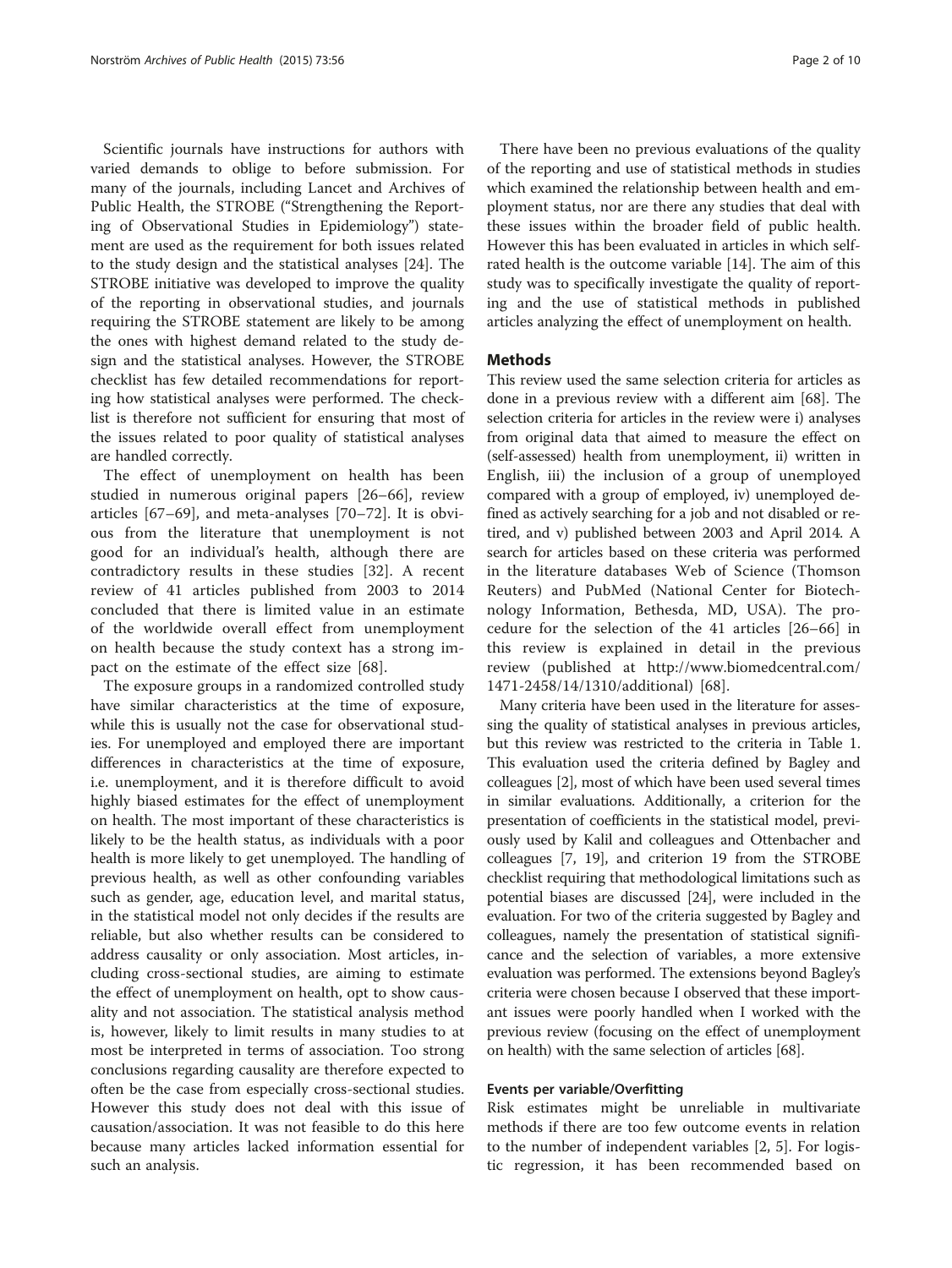Scientific journals have instructions for authors with varied demands to oblige to before submission. For many of the journals, including Lancet and Archives of Public Health, the STROBE ("Strengthening the Reporting of Observational Studies in Epidemiology") statement are used as the requirement for both issues related to the study design and the statistical analyses [24]. The STROBE initiative was developed to improve the quality of the reporting in observational studies, and journals requiring the STROBE statement are likely to be among the ones with highest demand related to the study design and the statistical analyses. However, the STROBE checklist has few detailed recommendations for reporting how statistical analyses were performed. The checklist is therefore not sufficient for ensuring that most of the issues related to poor quality of statistical analyses are handled correctly.

The effect of unemployment on health has been studied in numerous original papers [26–66], review articles [67–69], and meta-analyses [70–72]. It is obvious from the literature that unemployment is not good for an individual's health, although there are contradictory results in these studies [32]. A recent review of 41 articles published from 2003 to 2014 concluded that there is limited value in an estimate of the worldwide overall effect from unemployment on health because the study context has a strong impact on the estimate of the effect size [68].

The exposure groups in a randomized controlled study have similar characteristics at the time of exposure, while this is usually not the case for observational studies. For unemployed and employed there are important differences in characteristics at the time of exposure, i.e. unemployment, and it is therefore difficult to avoid highly biased estimates for the effect of unemployment on health. The most important of these characteristics is likely to be the health status, as individuals with a poor health is more likely to get unemployed. The handling of previous health, as well as other confounding variables such as gender, age, education level, and marital status, in the statistical model not only decides if the results are reliable, but also whether results can be considered to address causality or only association. Most articles, including cross-sectional studies, are aiming to estimate the effect of unemployment on health, opt to show causality and not association. The statistical analysis method is, however, likely to limit results in many studies to at most be interpreted in terms of association. Too strong conclusions regarding causality are therefore expected to often be the case from especially cross-sectional studies. However this study does not deal with this issue of causation/association. It was not feasible to do this here because many articles lacked information essential for such an analysis.

There have been no previous evaluations of the quality of the reporting and use of statistical methods in studies which examined the relationship between health and employment status, nor are there any studies that deal with these issues within the broader field of public health. However this has been evaluated in articles in which self-rated health is the outcome variable [14]. The aim of this study was to specifically investigate the quality of reporting and the use of statistical methods in published articles analyzing the effect of unemployment on health.

## Methods

This review used the same selection criteria for articles as done in a previous review with a different aim [68]. The selection criteria for articles in the review were i) analyses from original data that aimed to measure the effect on (self-assessed) health from unemployment, ii) written in English, iii) the inclusion of a group of unemployed compared with a group of employed, iv) unemployed defined as actively searching for a job and not disabled or retired, and v) published between 2003 and April 2014. A search for articles based on these criteria was performed in the literature databases Web of Science (Thomson Reuters) and PubMed (National Center for Biotechnology Information, Bethesda, MD, USA). The procedure for the selection of the 41 articles [26–66] in this review is explained in detail in the previous review (published at http://www.biomedcentral.com/1471-2458/14/1310/additional) [68].

Many criteria have been used in the literature for assessing the quality of statistical analyses in previous articles, but this review was restricted to the criteria in Table 1. This evaluation used the criteria defined by Bagley and colleagues [2], most of which have been used several times in similar evaluations. Additionally, a criterion for the presentation of coefficients in the statistical model, previously used by Kalil and colleagues and Ottenbacher and colleagues [7, 19], and criterion 19 from the STROBE checklist requiring that methodological limitations such as potential biases are discussed [24], were included in the evaluation. For two of the criteria suggested by Bagley and colleagues, namely the presentation of statistical significance and the selection of variables, a more extensive evaluation was performed. The extensions beyond Bagley's criteria were chosen because I observed that these important issues were poorly handled when I worked with the previous review (focusing on the effect of unemployment on health) with the same selection of articles [68].

### Events per variable/Overfitting

Risk estimates might be unreliable in multivariate methods if there are too few outcome events in relation to the number of independent variables [2, 5]. For logistic regression, it has been recommended based on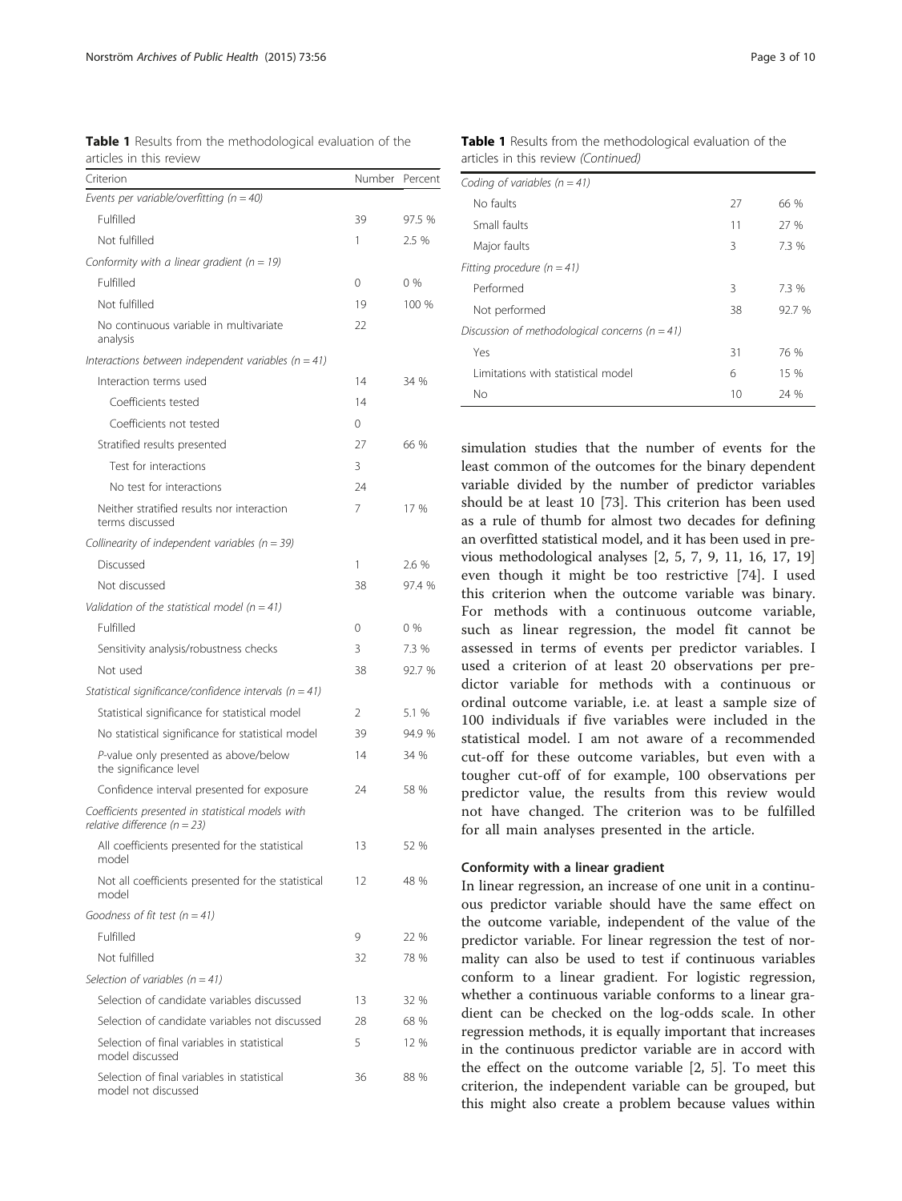**Table 1** Results from the methodological evaluation of the articles in this review

| Criterion | Number | Percent |
|---|---|---|
| *Events per variable/overfitting (n = 40)* | | |
| Fulfilled | 39 | 97.5 % |
| Not fulfilled | 1 | 2.5 % |
| *Conformity with a linear gradient (n = 19)* | | |
| Fulfilled | 0 | 0 % |
| Not fulfilled | 19 | 100 % |
| No continuous variable in multivariate analysis | 22 | |
| *Interactions between independent variables (n = 41)* | | |
| Interaction terms used | 14 | 34 % |
| Coefficients tested | 14 | |
| Coefficients not tested | 0 | |
| Stratified results presented | 27 | 66 % |
| Test for interactions | 3 | |
| No test for interactions | 24 | |
| Neither stratified results nor interaction terms discussed | 7 | 17 % |
| *Collinearity of independent variables (n = 39)* | | |
| Discussed | 1 | 2.6 % |
| Not discussed | 38 | 97.4 % |
| *Validation of the statistical model (n = 41)* | | |
| Fulfilled | 0 | 0 % |
| Sensitivity analysis/robustness checks | 3 | 7.3 % |
| Not used | 38 | 92.7 % |
| *Statistical significance/confidence intervals (n = 41)* | | |
| Statistical significance for statistical model | 2 | 5.1 % |
| No statistical significance for statistical model | 39 | 94.9 % |
| *P*-value only presented as above/below the significance level | 14 | 34 % |
| Confidence interval presented for exposure | 24 | 58 % |
| *Coefficients presented in statistical models with relative difference (n = 23)* | | |
| All coefficients presented for the statistical model | 13 | 52 % |
| Not all coefficients presented for the statistical model | 12 | 48 % |
| *Goodness of fit test (n = 41)* | | |
| Fulfilled | 9 | 22 % |
| Not fulfilled | 32 | 78 % |
| *Selection of variables (n = 41)* | | |
| Selection of candidate variables discussed | 13 | 32 % |
| Selection of candidate variables not discussed | 28 | 68 % |
| Selection of final variables in statistical model discussed | 5 | 12 % |
| Selection of final variables in statistical model not discussed | 36 | 88 % |
| *Coding of variables (n = 41)* | | |
| No faults | 27 | 66 % |
| Small faults | 11 | 27 % |
| Major faults | 3 | 7.3 % |
| *Fitting procedure (n = 41)* | | |
| Performed | 3 | 7.3 % |
| Not performed | 38 | 92.7 % |
| *Discussion of methodological concerns (n = 41)* | | |
| Yes | 31 | 76 % |
| Limitations with statistical model | 6 | 15 % |
| No | 10 | 24 % |

simulation studies that the number of events for the least common of the outcomes for the binary dependent variable divided by the number of predictor variables should be at least 10 [73]. This criterion has been used as a rule of thumb for almost two decades for defining an overfitted statistical model, and it has been used in previous methodological analyses [2, 5, 7, 9, 11, 16, 17, 19] even though it might be too restrictive [74]. I used this criterion when the outcome variable was binary. For methods with a continuous outcome variable, such as linear regression, the model fit cannot be assessed in terms of events per predictor variables. I used a criterion of at least 20 observations per predictor variable for methods with a continuous or ordinal outcome variable, i.e. at least a sample size of 100 individuals if five variables were included in the statistical model. I am not aware of a recommended cut-off for these outcome variables, but even with a tougher cut-off of for example, 100 observations per predictor value, the results from this review would not have changed. The criterion was to be fulfilled for all main analyses presented in the article.

### Conformity with a linear gradient

In linear regression, an increase of one unit in a continuous predictor variable should have the same effect on the outcome variable, independent of the value of the predictor variable. For linear regression the test of normality can also be used to test if continuous variables conform to a linear gradient. For logistic regression, whether a continuous variable conforms to a linear gradient can be checked on the log-odds scale. In other regression methods, it is equally important that increases in the continuous predictor variable are in accord with the effect on the outcome variable [2, 5]. To meet this criterion, the independent variable can be grouped, but this might also create a problem because values within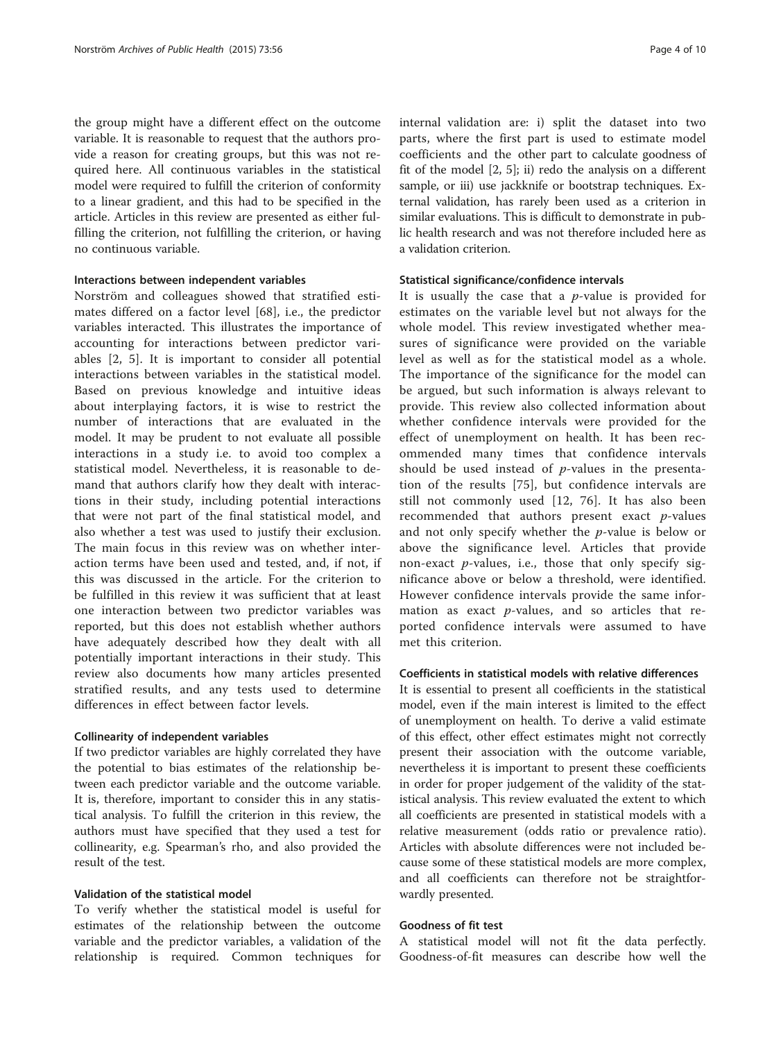the group might have a different effect on the outcome variable. It is reasonable to request that the authors provide a reason for creating groups, but this was not required here. All continuous variables in the statistical model were required to fulfill the criterion of conformity to a linear gradient, and this had to be specified in the article. Articles in this review are presented as either fulfilling the criterion, not fulfilling the criterion, or having no continuous variable.

#### Interactions between independent variables

Norström and colleagues showed that stratified estimates differed on a factor level [68], i.e., the predictor variables interacted. This illustrates the importance of accounting for interactions between predictor variables [2, 5]. It is important to consider all potential interactions between variables in the statistical model. Based on previous knowledge and intuitive ideas about interplaying factors, it is wise to restrict the number of interactions that are evaluated in the model. It may be prudent to not evaluate all possible interactions in a study i.e. to avoid too complex a statistical model. Nevertheless, it is reasonable to demand that authors clarify how they dealt with interactions in their study, including potential interactions that were not part of the final statistical model, and also whether a test was used to justify their exclusion. The main focus in this review was on whether interaction terms have been used and tested, and, if not, if this was discussed in the article. For the criterion to be fulfilled in this review it was sufficient that at least one interaction between two predictor variables was reported, but this does not establish whether authors have adequately described how they dealt with all potentially important interactions in their study. This review also documents how many articles presented stratified results, and any tests used to determine differences in effect between factor levels.

#### Collinearity of independent variables

If two predictor variables are highly correlated they have the potential to bias estimates of the relationship between each predictor variable and the outcome variable. It is, therefore, important to consider this in any statistical analysis. To fulfill the criterion in this review, the authors must have specified that they used a test for collinearity, e.g. Spearman's rho, and also provided the result of the test.

#### Validation of the statistical model

To verify whether the statistical model is useful for estimates of the relationship between the outcome variable and the predictor variables, a validation of the relationship is required. Common techniques for internal validation are: i) split the dataset into two parts, where the first part is used to estimate model coefficients and the other part to calculate goodness of fit of the model [2, 5]; ii) redo the analysis on a different sample, or iii) use jackknife or bootstrap techniques. External validation, has rarely been used as a criterion in similar evaluations. This is difficult to demonstrate in public health research and was not therefore included here as a validation criterion.

#### Statistical significance/confidence intervals

It is usually the case that a *p*-value is provided for estimates on the variable level but not always for the whole model. This review investigated whether measures of significance were provided on the variable level as well as for the statistical model as a whole. The importance of the significance for the model can be argued, but such information is always relevant to provide. This review also collected information about whether confidence intervals were provided for the effect of unemployment on health. It has been recommended many times that confidence intervals should be used instead of *p*-values in the presentation of the results [75], but confidence intervals are still not commonly used [12, 76]. It has also been recommended that authors present exact *p*-values and not only specify whether the *p*-value is below or above the significance level. Articles that provide non-exact *p*-values, i.e., those that only specify significance above or below a threshold, were identified. However confidence intervals provide the same information as exact *p*-values, and so articles that reported confidence intervals were assumed to have met this criterion.

#### Coefficients in statistical models with relative differences

It is essential to present all coefficients in the statistical model, even if the main interest is limited to the effect of unemployment on health. To derive a valid estimate of this effect, other effect estimates might not correctly present their association with the outcome variable, nevertheless it is important to present these coefficients in order for proper judgement of the validity of the statistical analysis. This review evaluated the extent to which all coefficients are presented in statistical models with a relative measurement (odds ratio or prevalence ratio). Articles with absolute differences were not included because some of these statistical models are more complex, and all coefficients can therefore not be straightforwardly presented.

#### Goodness of fit test

A statistical model will not fit the data perfectly. Goodness-of-fit measures can describe how well the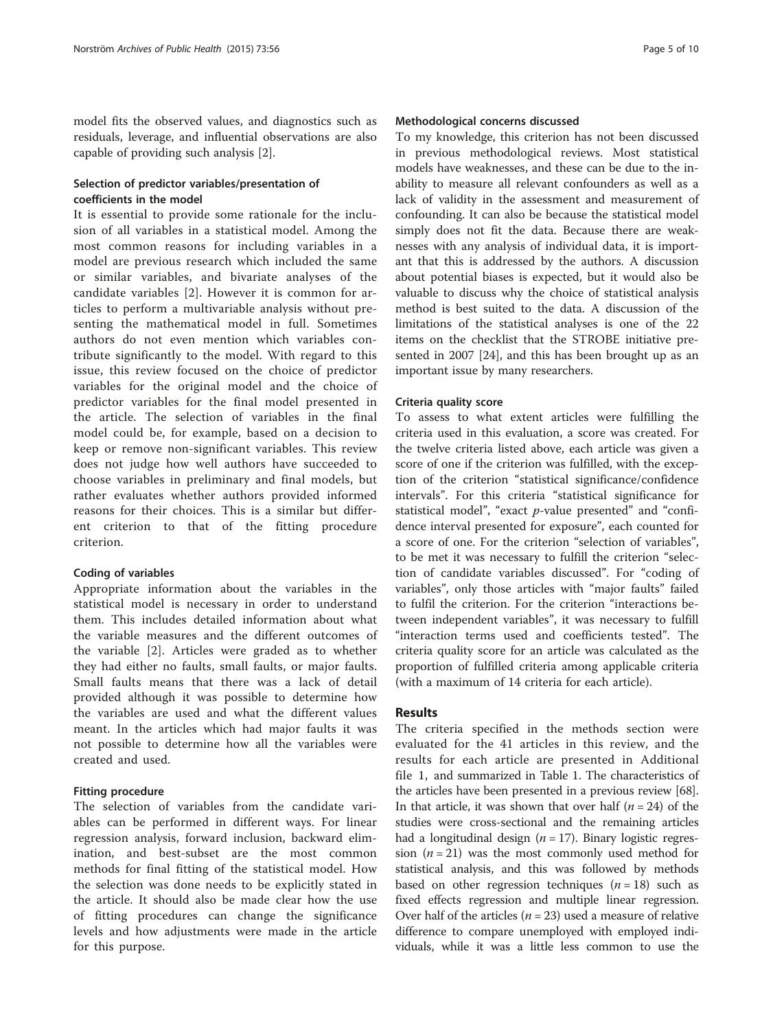model fits the observed values, and diagnostics such as residuals, leverage, and influential observations are also capable of providing such analysis [2].

#### Selection of predictor variables/presentation of coefficients in the model

It is essential to provide some rationale for the inclusion of all variables in a statistical model. Among the most common reasons for including variables in a model are previous research which included the same or similar variables, and bivariate analyses of the candidate variables [2]. However it is common for articles to perform a multivariable analysis without presenting the mathematical model in full. Sometimes authors do not even mention which variables contribute significantly to the model. With regard to this issue, this review focused on the choice of predictor variables for the original model and the choice of predictor variables for the final model presented in the article. The selection of variables in the final model could be, for example, based on a decision to keep or remove non-significant variables. This review does not judge how well authors have succeeded to choose variables in preliminary and final models, but rather evaluates whether authors provided informed reasons for their choices. This is a similar but different criterion to that of the fitting procedure criterion.

#### Coding of variables

Appropriate information about the variables in the statistical model is necessary in order to understand them. This includes detailed information about what the variable measures and the different outcomes of the variable [2]. Articles were graded as to whether they had either no faults, small faults, or major faults. Small faults means that there was a lack of detail provided although it was possible to determine how the variables are used and what the different values meant. In the articles which had major faults it was not possible to determine how all the variables were created and used.

#### Fitting procedure

The selection of variables from the candidate variables can be performed in different ways. For linear regression analysis, forward inclusion, backward elimination, and best-subset are the most common methods for final fitting of the statistical model. How the selection was done needs to be explicitly stated in the article. It should also be made clear how the use of fitting procedures can change the significance levels and how adjustments were made in the article for this purpose.

#### Methodological concerns discussed

To my knowledge, this criterion has not been discussed in previous methodological reviews. Most statistical models have weaknesses, and these can be due to the inability to measure all relevant confounders as well as a lack of validity in the assessment and measurement of confounding. It can also be because the statistical model simply does not fit the data. Because there are weaknesses with any analysis of individual data, it is important that this is addressed by the authors. A discussion about potential biases is expected, but it would also be valuable to discuss why the choice of statistical analysis method is best suited to the data. A discussion of the limitations of the statistical analyses is one of the 22 items on the checklist that the STROBE initiative presented in 2007 [24], and this has been brought up as an important issue by many researchers.

#### Criteria quality score

To assess to what extent articles were fulfilling the criteria used in this evaluation, a score was created. For the twelve criteria listed above, each article was given a score of one if the criterion was fulfilled, with the exception of the criterion "statistical significance/confidence intervals". For this criteria "statistical significance for statistical model", "exact *p*-value presented" and "confidence interval presented for exposure", each counted for a score of one. For the criterion "selection of variables", to be met it was necessary to fulfill the criterion "selection of candidate variables discussed". For "coding of variables", only those articles with "major faults" failed to fulfil the criterion. For the criterion "interactions between independent variables", it was necessary to fulfill "interaction terms used and coefficients tested". The criteria quality score for an article was calculated as the proportion of fulfilled criteria among applicable criteria (with a maximum of 14 criteria for each article).

## Results

The criteria specified in the methods section were evaluated for the 41 articles in this review, and the results for each article are presented in Additional file 1, and summarized in Table 1. The characteristics of the articles have been presented in a previous review [68]. In that article, it was shown that over half ($n = 24$) of the studies were cross-sectional and the remaining articles had a longitudinal design ($n = 17$). Binary logistic regression ($n = 21$) was the most commonly used method for statistical analysis, and this was followed by methods based on other regression techniques ($n = 18$) such as fixed effects regression and multiple linear regression. Over half of the articles ($n = 23$) used a measure of relative difference to compare unemployed with employed individuals, while it was a little less common to use the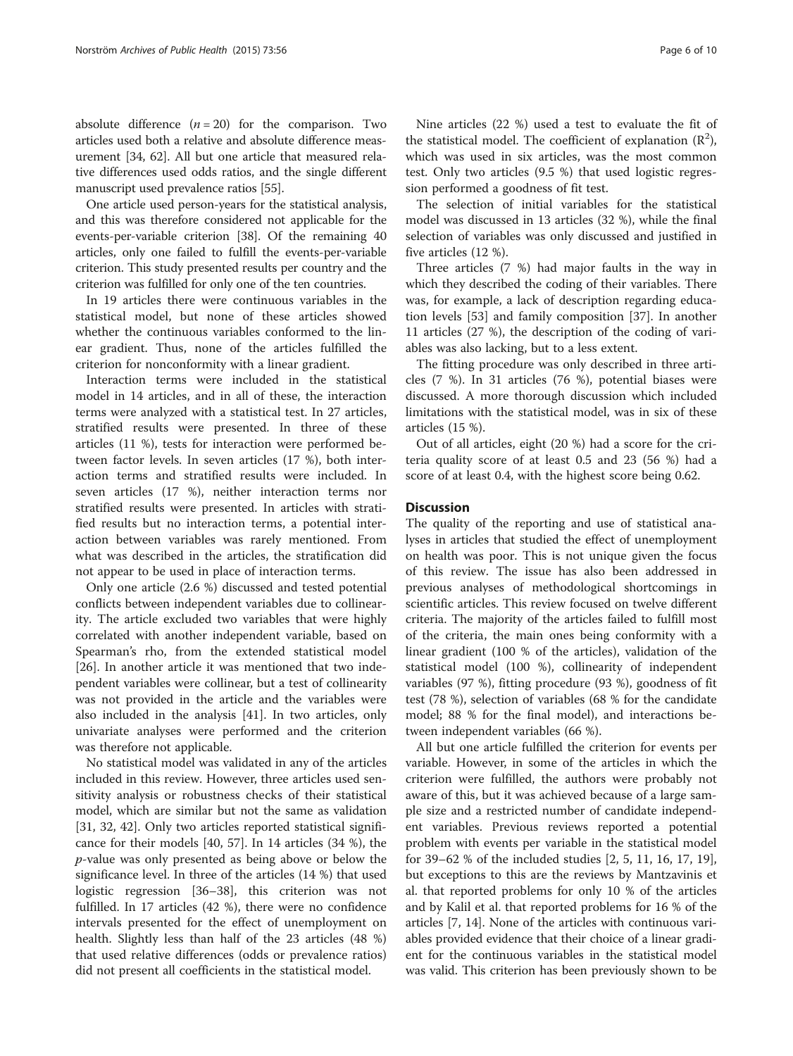absolute difference ($n = 20$) for the comparison. Two articles used both a relative and absolute difference measurement [34, 62]. All but one article that measured relative differences used odds ratios, and the single different manuscript used prevalence ratios [55].

One article used person-years for the statistical analysis, and this was therefore considered not applicable for the events-per-variable criterion [38]. Of the remaining 40 articles, only one failed to fulfill the events-per-variable criterion. This study presented results per country and the criterion was fulfilled for only one of the ten countries.

In 19 articles there were continuous variables in the statistical model, but none of these articles showed whether the continuous variables conformed to the linear gradient. Thus, none of the articles fulfilled the criterion for nonconformity with a linear gradient.

Interaction terms were included in the statistical model in 14 articles, and in all of these, the interaction terms were analyzed with a statistical test. In 27 articles, stratified results were presented. In three of these articles (11 %), tests for interaction were performed between factor levels. In seven articles (17 %), both interaction terms and stratified results were included. In seven articles (17 %), neither interaction terms nor stratified results were presented. In articles with stratified results but no interaction terms, a potential interaction between variables was rarely mentioned. From what was described in the articles, the stratification did not appear to be used in place of interaction terms.

Only one article (2.6 %) discussed and tested potential conflicts between independent variables due to collinearity. The article excluded two variables that were highly correlated with another independent variable, based on Spearman's rho, from the extended statistical model [26]. In another article it was mentioned that two independent variables were collinear, but a test of collinearity was not provided in the article and the variables were also included in the analysis [41]. In two articles, only univariate analyses were performed and the criterion was therefore not applicable.

No statistical model was validated in any of the articles included in this review. However, three articles used sensitivity analysis or robustness checks of their statistical model, which are similar but not the same as validation [31, 32, 42]. Only two articles reported statistical significance for their models [40, 57]. In 14 articles (34 %), the *p*-value was only presented as being above or below the significance level. In three of the articles (14 %) that used logistic regression [36–38], this criterion was not fulfilled. In 17 articles (42 %), there were no confidence intervals presented for the effect of unemployment on health. Slightly less than half of the 23 articles (48 %) that used relative differences (odds or prevalence ratios) did not present all coefficients in the statistical model.

Nine articles (22 %) used a test to evaluate the fit of the statistical model. The coefficient of explanation ($R^2$), which was used in six articles, was the most common test. Only two articles (9.5 %) that used logistic regression performed a goodness of fit test.

The selection of initial variables for the statistical model was discussed in 13 articles (32 %), while the final selection of variables was only discussed and justified in five articles (12 %).

Three articles (7 %) had major faults in the way in which they described the coding of their variables. There was, for example, a lack of description regarding education levels [53] and family composition [37]. In another 11 articles (27 %), the description of the coding of variables was also lacking, but to a less extent.

The fitting procedure was only described in three articles (7 %). In 31 articles (76 %), potential biases were discussed. A more thorough discussion which included limitations with the statistical model, was in six of these articles (15 %).

Out of all articles, eight (20 %) had a score for the criteria quality score of at least 0.5 and 23 (56 %) had a score of at least 0.4, with the highest score being 0.62.

## Discussion

The quality of the reporting and use of statistical analyses in articles that studied the effect of unemployment on health was poor. This is not unique given the focus of this review. The issue has also been addressed in previous analyses of methodological shortcomings in scientific articles. This review focused on twelve different criteria. The majority of the articles failed to fulfill most of the criteria, the main ones being conformity with a linear gradient (100 % of the articles), validation of the statistical model (100 %), collinearity of independent variables (97 %), fitting procedure (93 %), goodness of fit test (78 %), selection of variables (68 % for the candidate model; 88 % for the final model), and interactions between independent variables (66 %).

All but one article fulfilled the criterion for events per variable. However, in some of the articles in which the criterion were fulfilled, the authors were probably not aware of this, but it was achieved because of a large sample size and a restricted number of candidate independent variables. Previous reviews reported a potential problem with events per variable in the statistical model for 39–62 % of the included studies [2, 5, 11, 16, 17, 19], but exceptions to this are the reviews by Mantzavinis et al. that reported problems for only 10 % of the articles and by Kalil et al. that reported problems for 16 % of the articles [7, 14]. None of the articles with continuous variables provided evidence that their choice of a linear gradient for the continuous variables in the statistical model was valid. This criterion has been previously shown to be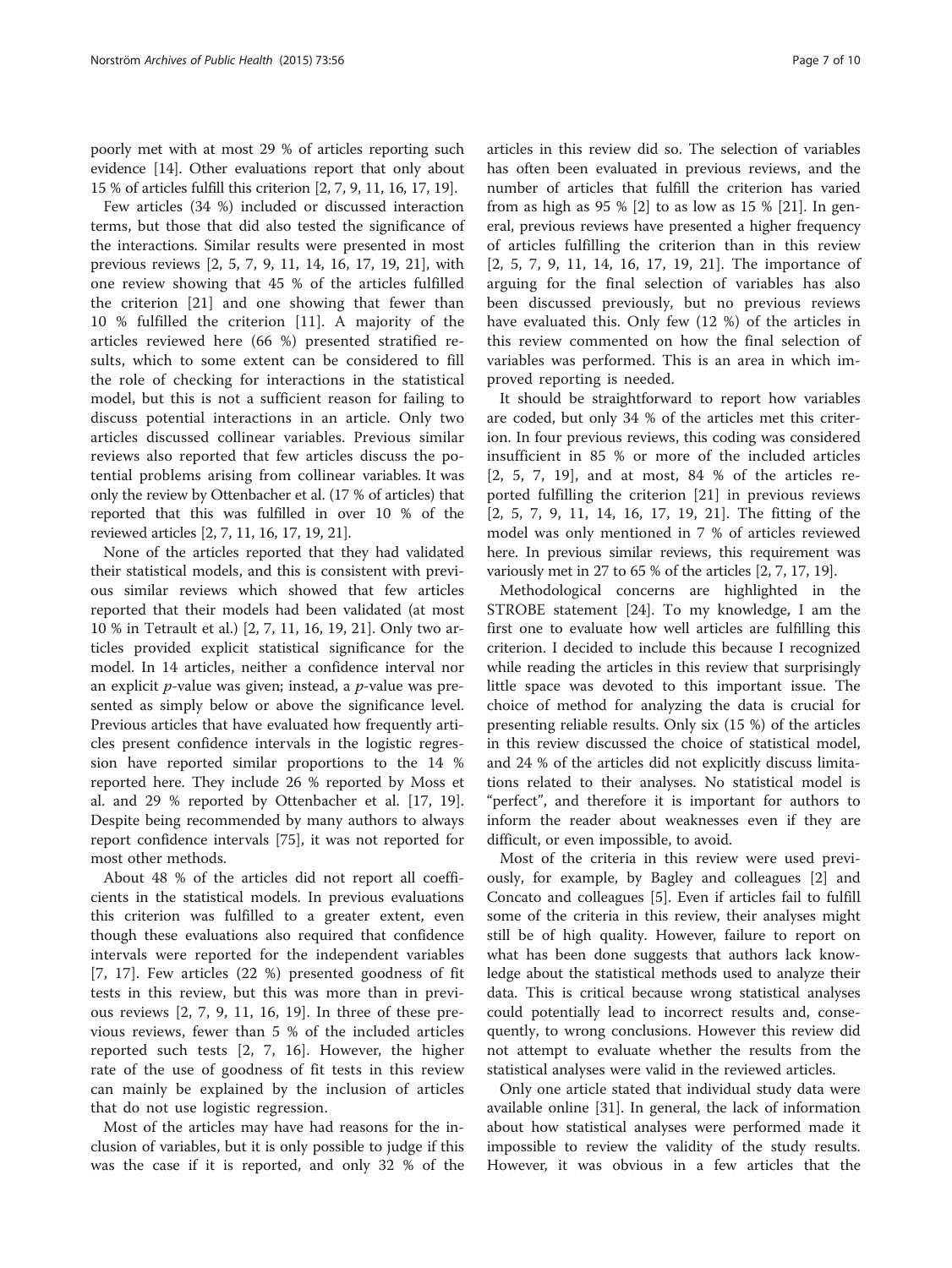poorly met with at most 29 % of articles reporting such evidence [14]. Other evaluations report that only about 15 % of articles fulfill this criterion [2, 7, 9, 11, 16, 17, 19].

Few articles (34 %) included or discussed interaction terms, but those that did also tested the significance of the interactions. Similar results were presented in most previous reviews [2, 5, 7, 9, 11, 14, 16, 17, 19, 21], with one review showing that 45 % of the articles fulfilled the criterion [21] and one showing that fewer than 10 % fulfilled the criterion [11]. A majority of the articles reviewed here (66 %) presented stratified results, which to some extent can be considered to fill the role of checking for interactions in the statistical model, but this is not a sufficient reason for failing to discuss potential interactions in an article. Only two articles discussed collinear variables. Previous similar reviews also reported that few articles discuss the potential problems arising from collinear variables. It was only the review by Ottenbacher et al. (17 % of articles) that reported that this was fulfilled in over 10 % of the reviewed articles [2, 7, 11, 16, 17, 19, 21].

None of the articles reported that they had validated their statistical models, and this is consistent with previous similar reviews which showed that few articles reported that their models had been validated (at most 10 % in Tetrault et al.) [2, 7, 11, 16, 19, 21]. Only two articles provided explicit statistical significance for the model. In 14 articles, neither a confidence interval nor an explicit *p*-value was given; instead, a *p*-value was presented as simply below or above the significance level. Previous articles that have evaluated how frequently articles present confidence intervals in the logistic regression have reported similar proportions to the 14 % reported here. They include 26 % reported by Moss et al. and 29 % reported by Ottenbacher et al. [17, 19]. Despite being recommended by many authors to always report confidence intervals [75], it was not reported for most other methods.

About 48 % of the articles did not report all coefficients in the statistical models. In previous evaluations this criterion was fulfilled to a greater extent, even though these evaluations also required that confidence intervals were reported for the independent variables [7, 17]. Few articles (22 %) presented goodness of fit tests in this review, but this was more than in previous reviews [2, 7, 9, 11, 16, 19]. In three of these previous reviews, fewer than 5 % of the included articles reported such tests [2, 7, 16]. However, the higher rate of the use of goodness of fit tests in this review can mainly be explained by the inclusion of articles that do not use logistic regression.

Most of the articles may have had reasons for the inclusion of variables, but it is only possible to judge if this was the case if it is reported, and only 32 % of the articles in this review did so. The selection of variables has often been evaluated in previous reviews, and the number of articles that fulfill the criterion has varied from as high as 95 % [2] to as low as 15 % [21]. In general, previous reviews have presented a higher frequency of articles fulfilling the criterion than in this review [2, 5, 7, 9, 11, 14, 16, 17, 19, 21]. The importance of arguing for the final selection of variables has also been discussed previously, but no previous reviews have evaluated this. Only few (12 %) of the articles in this review commented on how the final selection of variables was performed. This is an area in which improved reporting is needed.

It should be straightforward to report how variables are coded, but only 34 % of the articles met this criterion. In four previous reviews, this coding was considered insufficient in 85 % or more of the included articles [2, 5, 7, 19], and at most, 84 % of the articles reported fulfilling the criterion [21] in previous reviews [2, 5, 7, 9, 11, 14, 16, 17, 19, 21]. The fitting of the model was only mentioned in 7 % of articles reviewed here. In previous similar reviews, this requirement was variously met in 27 to 65 % of the articles [2, 7, 17, 19].

Methodological concerns are highlighted in the STROBE statement [24]. To my knowledge, I am the first one to evaluate how well articles are fulfilling this criterion. I decided to include this because I recognized while reading the articles in this review that surprisingly little space was devoted to this important issue. The choice of method for analyzing the data is crucial for presenting reliable results. Only six (15 %) of the articles in this review discussed the choice of statistical model, and 24 % of the articles did not explicitly discuss limitations related to their analyses. No statistical model is "perfect", and therefore it is important for authors to inform the reader about weaknesses even if they are difficult, or even impossible, to avoid.

Most of the criteria in this review were used previously, for example, by Bagley and colleagues [2] and Concato and colleagues [5]. Even if articles fail to fulfill some of the criteria in this review, their analyses might still be of high quality. However, failure to report on what has been done suggests that authors lack knowledge about the statistical methods used to analyze their data. This is critical because wrong statistical analyses could potentially lead to incorrect results and, consequently, to wrong conclusions. However this review did not attempt to evaluate whether the results from the statistical analyses were valid in the reviewed articles.

Only one article stated that individual study data were available online [31]. In general, the lack of information about how statistical analyses were performed made it impossible to review the validity of the study results. However, it was obvious in a few articles that the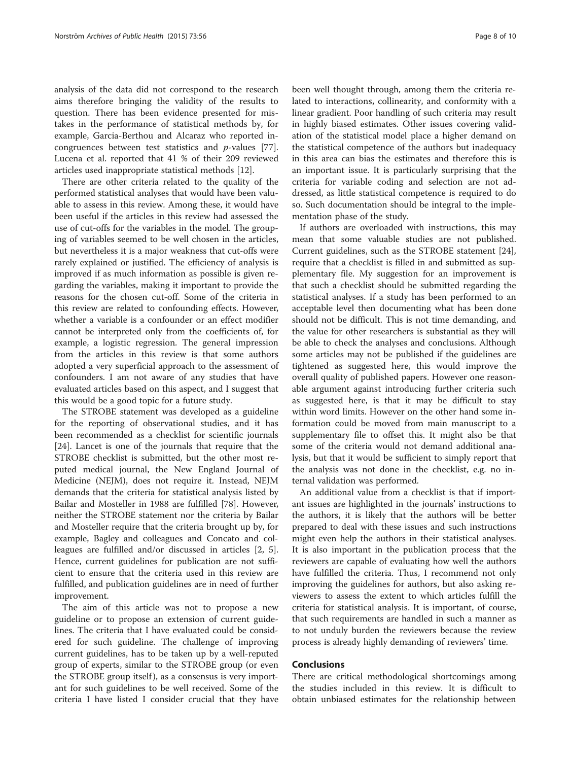analysis of the data did not correspond to the research aims therefore bringing the validity of the results to question. There has been evidence presented for mistakes in the performance of statistical methods by, for example, Garcia-Berthou and Alcaraz who reported incongruences between test statistics and $p$-values [77]. Lucena et al. reported that 41 % of their 209 reviewed articles used inappropriate statistical methods [12].

There are other criteria related to the quality of the performed statistical analyses that would have been valuable to assess in this review. Among these, it would have been useful if the articles in this review had assessed the use of cut-offs for the variables in the model. The grouping of variables seemed to be well chosen in the articles, but nevertheless it is a major weakness that cut-offs were rarely explained or justified. The efficiency of analysis is improved if as much information as possible is given regarding the variables, making it important to provide the reasons for the chosen cut-off. Some of the criteria in this review are related to confounding effects. However, whether a variable is a confounder or an effect modifier cannot be interpreted only from the coefficients of, for example, a logistic regression. The general impression from the articles in this review is that some authors adopted a very superficial approach to the assessment of confounders. I am not aware of any studies that have evaluated articles based on this aspect, and I suggest that this would be a good topic for a future study.

The STROBE statement was developed as a guideline for the reporting of observational studies, and it has been recommended as a checklist for scientific journals [24]. Lancet is one of the journals that require that the STROBE checklist is submitted, but the other most reputed medical journal, the New England Journal of Medicine (NEJM), does not require it. Instead, NEJM demands that the criteria for statistical analysis listed by Bailar and Mosteller in 1988 are fulfilled [78]. However, neither the STROBE statement nor the criteria by Bailar and Mosteller require that the criteria brought up by, for example, Bagley and colleagues and Concato and colleagues are fulfilled and/or discussed in articles [2, 5]. Hence, current guidelines for publication are not sufficient to ensure that the criteria used in this review are fulfilled, and publication guidelines are in need of further improvement.

The aim of this article was not to propose a new guideline or to propose an extension of current guidelines. The criteria that I have evaluated could be considered for such guideline. The challenge of improving current guidelines, has to be taken up by a well-reputed group of experts, similar to the STROBE group (or even the STROBE group itself), as a consensus is very important for such guidelines to be well received. Some of the criteria I have listed I consider crucial that they have been well thought through, among them the criteria related to interactions, collinearity, and conformity with a linear gradient. Poor handling of such criteria may result in highly biased estimates. Other issues covering validation of the statistical model place a higher demand on the statistical competence of the authors but inadequacy in this area can bias the estimates and therefore this is an important issue. It is particularly surprising that the criteria for variable coding and selection are not addressed, as little statistical competence is required to do so. Such documentation should be integral to the implementation phase of the study.

If authors are overloaded with instructions, this may mean that some valuable studies are not published. Current guidelines, such as the STROBE statement [24], require that a checklist is filled in and submitted as supplementary file. My suggestion for an improvement is that such a checklist should be submitted regarding the statistical analyses. If a study has been performed to an acceptable level then documenting what has been done should not be difficult. This is not time demanding, and the value for other researchers is substantial as they will be able to check the analyses and conclusions. Although some articles may not be published if the guidelines are tightened as suggested here, this would improve the overall quality of published papers. However one reasonable argument against introducing further criteria such as suggested here, is that it may be difficult to stay within word limits. However on the other hand some information could be moved from main manuscript to a supplementary file to offset this. It might also be that some of the criteria would not demand additional analysis, but that it would be sufficient to simply report that the analysis was not done in the checklist, e.g. no internal validation was performed.

An additional value from a checklist is that if important issues are highlighted in the journals' instructions to the authors, it is likely that the authors will be better prepared to deal with these issues and such instructions might even help the authors in their statistical analyses. It is also important in the publication process that the reviewers are capable of evaluating how well the authors have fulfilled the criteria. Thus, I recommend not only improving the guidelines for authors, but also asking reviewers to assess the extent to which articles fulfill the criteria for statistical analysis. It is important, of course, that such requirements are handled in such a manner as to not unduly burden the reviewers because the review process is already highly demanding of reviewers' time.

## Conclusions

There are critical methodological shortcomings among the studies included in this review. It is difficult to obtain unbiased estimates for the relationship between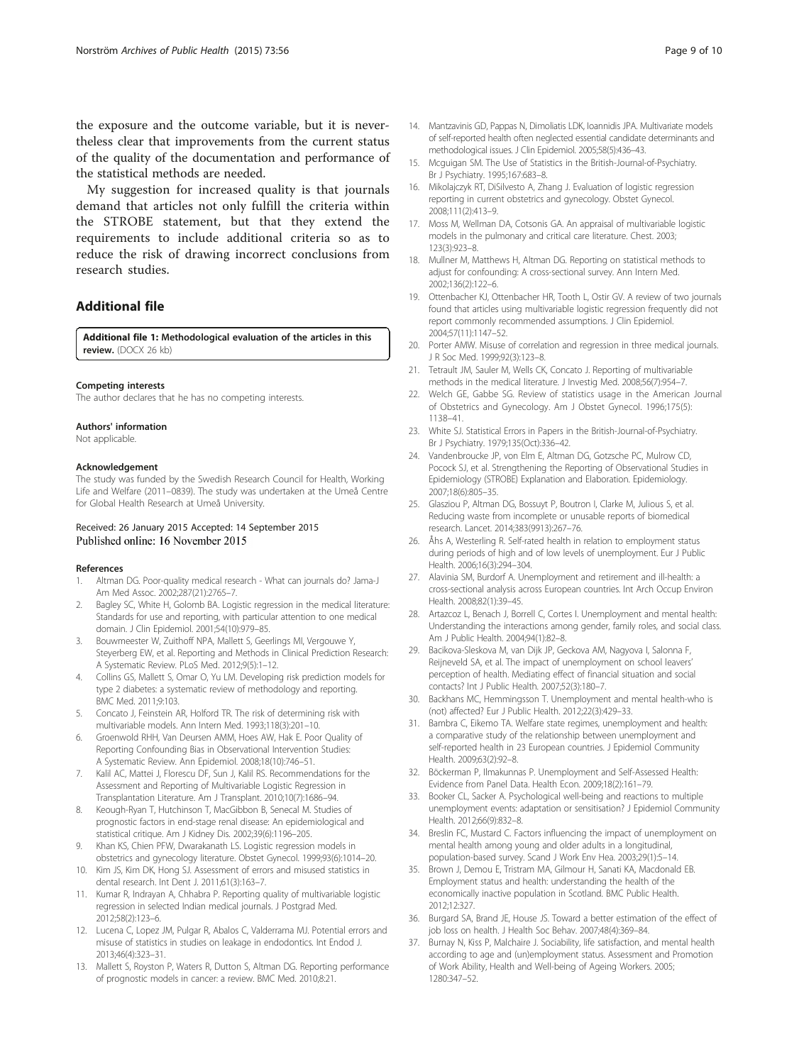the exposure and the outcome variable, but it is nevertheless clear that improvements from the current status of the quality of the documentation and performance of the statistical methods are needed.

My suggestion for increased quality is that journals demand that articles not only fulfill the criteria within the STROBE statement, but that they extend the requirements to include additional criteria so as to reduce the risk of drawing incorrect conclusions from research studies.

## Additional file

**Additional file 1: Methodological evaluation of the articles in this review.** (DOCX 26 kb)

#### Competing interests

The author declares that he has no competing interests.

#### Authors' information

Not applicable.

#### Acknowledgement

The study was funded by the Swedish Research Council for Health, Working Life and Welfare (2011–0839). The study was undertaken at the Umeå Centre for Global Health Research at Umeå University.

Received: 26 January 2015 Accepted: 14 September 2015
Published online: 16 November 2015

#### References

1. Altman DG. Poor-quality medical research - What can journals do? Jama-J Am Med Assoc. 2002;287(21):2765–7.
2. Bagley SC, White H, Golomb BA. Logistic regression in the medical literature: Standards for use and reporting, with particular attention to one medical domain. J Clin Epidemiol. 2001;54(10):979–85.
3. Bouwmeester W, Zuithoff NPA, Mallett S, Geerlings MI, Vergouwe Y, Steyerberg EW, et al. Reporting and Methods in Clinical Prediction Research: A Systematic Review. PLoS Med. 2012;9(5):1–12.
4. Collins GS, Mallett S, Omar O, Yu LM. Developing risk prediction models for type 2 diabetes: a systematic review of methodology and reporting. BMC Med. 2011;9:103.
5. Concato J, Feinstein AR, Holford TR. The risk of determining risk with multivariable models. Ann Intern Med. 1993;118(3):201–10.
6. Groenwold RHH, Van Deursen AMM, Hoes AW, Hak E. Poor Quality of Reporting Confounding Bias in Observational Intervention Studies: A Systematic Review. Ann Epidemiol. 2008;18(10):746–51.
7. Kalil AC, Mattei J, Florescu DF, Sun J, Kalil RS. Recommendations for the Assessment and Reporting of Multivariable Logistic Regression in Transplantation Literature. Am J Transplant. 2010;10(7):1686–94.
8. Keough-Ryan T, Hutchinson T, MacGibbon B, Senecal M. Studies of prognostic factors in end-stage renal disease: An epidemiological and statistical critique. Am J Kidney Dis. 2002;39(6):1196–205.
9. Khan KS, Chien PFW, Dwarakanath LS. Logistic regression models in obstetrics and gynecology literature. Obstet Gynecol. 1999;93(6):1014–20.
10. Kim JS, Kim DK, Hong SJ. Assessment of errors and misused statistics in dental research. Int Dent J. 2011;61(3):163–7.
11. Kumar R, Indrayan A, Chhabra P. Reporting quality of multivariable logistic regression in selected Indian medical journals. J Postgrad Med. 2012;58(2):123–6.
12. Lucena C, Lopez JM, Pulgar R, Abalos C, Valderrama MJ. Potential errors and misuse of statistics in studies on leakage in endodontics. Int Endod J. 2013;46(4):323–31.
13. Mallett S, Royston P, Waters R, Dutton S, Altman DG. Reporting performance of prognostic models in cancer: a review. BMC Med. 2010;8:21.
14. Mantzavinis GD, Pappas N, Dimoliatis LDK, Ioannidis JPA. Multivariate models of self-reported health often neglected essential candidate determinants and methodological issues. J Clin Epidemiol. 2005;58(5):436–43.
15. Mcguigan SM. The Use of Statistics in the British-Journal-of-Psychiatry. Br J Psychiatry. 1995;167:683–8.
16. Mikolajczyk RT, DiSilvesto A, Zhang J. Evaluation of logistic regression reporting in current obstetrics and gynecology. Obstet Gynecol. 2008;111(2):413–9.
17. Moss M, Wellman DA, Cotsonis GA. An appraisal of multivariable logistic models in the pulmonary and critical care literature. Chest. 2003; 123(3):923–8.
18. Mullner M, Matthews H, Altman DG. Reporting on statistical methods to adjust for confounding: A cross-sectional survey. Ann Intern Med. 2002;136(2):122–6.
19. Ottenbacher KJ, Ottenbacher HR, Tooth L, Ostir GV. A review of two journals found that articles using multivariable logistic regression frequently did not report commonly recommended assumptions. J Clin Epidemiol. 2004;57(11):1147–52.
20. Porter AMW. Misuse of correlation and regression in three medical journals. J R Soc Med. 1999;92(3):123–8.
21. Tetrault JM, Sauler M, Wells CK, Concato J. Reporting of multivariable methods in the medical literature. J Investig Med. 2008;56(7):954–7.
22. Welch GE, Gabbe SG. Review of statistics usage in the American Journal of Obstetrics and Gynecology. Am J Obstet Gynecol. 1996;175(5): 1138–41.
23. White SJ. Statistical Errors in Papers in the British-Journal-of-Psychiatry. Br J Psychiatry. 1979;135(Oct):336–42.
24. Vandenbroucke JP, von Elm E, Altman DG, Gotzsche PC, Mulrow CD, Pocock SJ, et al. Strengthening the Reporting of Observational Studies in Epidemiology (STROBE) Explanation and Elaboration. Epidemiology. 2007;18(6):805–35.
25. Glasziou P, Altman DG, Bossuyt P, Boutron I, Clarke M, Julious S, et al. Reducing waste from incomplete or unusable reports of biomedical research. Lancet. 2014;383(9913):267–76.
26. Åhs A, Westerling R. Self-rated health in relation to employment status during periods of high and of low levels of unemployment. Eur J Public Health. 2006;16(3):294–304.
27. Alavinia SM, Burdorf A. Unemployment and retirement and ill-health: a cross-sectional analysis across European countries. Int Arch Occup Environ Health. 2008;82(1):39–45.
28. Artazcoz L, Benach J, Borrell C, Cortes I. Unemployment and mental health: Understanding the interactions among gender, family roles, and social class. Am J Public Health. 2004;94(1):82–8.
29. Bacikova-Sleskova M, van Dijk JP, Geckova AM, Nagyova I, Salonna F, Reijneveld SA, et al. The impact of unemployment on school leavers' perception of health. Mediating effect of financial situation and social contacts? Int J Public Health. 2007;52(3):180–7.
30. Backhans MC, Hemmingsson T. Unemployment and mental health-who is (not) affected? Eur J Public Health. 2012;22(3):429–33.
31. Bambra C, Eikemo TA. Welfare state regimes, unemployment and health: a comparative study of the relationship between unemployment and self-reported health in 23 European countries. J Epidemiol Community Health. 2009;63(2):92–8.
32. Böckerman P, Ilmakunnas P. Unemployment and Self-Assessed Health: Evidence from Panel Data. Health Econ. 2009;18(2):161–79.
33. Booker CL, Sacker A. Psychological well-being and reactions to multiple unemployment events: adaptation or sensitisation? J Epidemiol Community Health. 2012;66(9):832–8.
34. Breslin FC, Mustard C. Factors influencing the impact of unemployment on mental health among young and older adults in a longitudinal, population-based survey. Scand J Work Env Hea. 2003;29(1):5–14.
35. Brown J, Demou E, Tristram MA, Gilmour H, Sanati KA, Macdonald EB. Employment status and health: understanding the health of the economically inactive population in Scotland. BMC Public Health. 2012;12:327.
36. Burgard SA, Brand JE, House JS. Toward a better estimation of the effect of job loss on health. J Health Soc Behav. 2007;48(4):369–84.
37. Burnay N, Kiss P, Malchaire J. Sociability, life satisfaction, and mental health according to age and (un)employment status. Assessment and Promotion of Work Ability, Health and Well-being of Ageing Workers. 2005; 1280:347–52.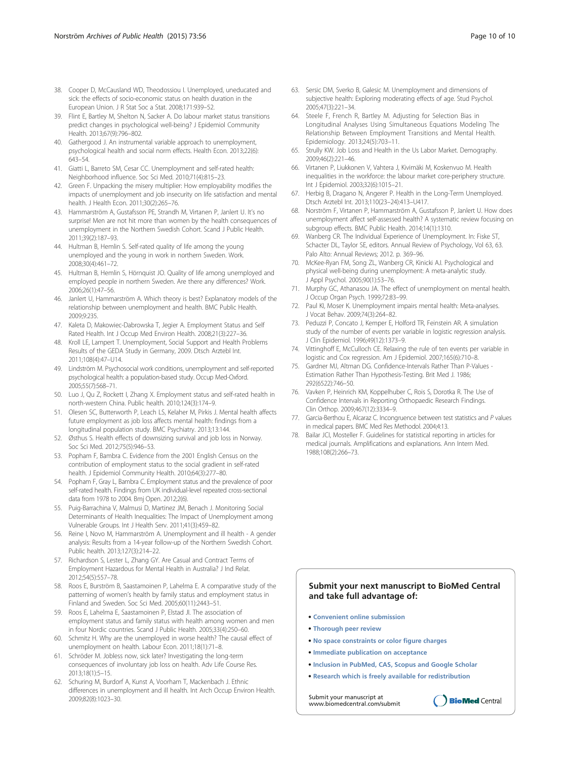38. Cooper D, McCausland WD, Theodossiou I. Unemployed, uneducated and sick: the effects of socio-economic status on health duration in the European Union. J R Stat Soc a Stat. 2008;171:939–52.
39. Flint E, Bartley M, Shelton N, Sacker A. Do labour market status transitions predict changes in psychological well-being? J Epidemiol Community Health. 2013;67(9):796–802.
40. Gathergood J. An instrumental variable approach to unemployment, psychological health and social norm effects. Health Econ. 2013;22(6): 643–54.
41. Giatti L, Barreto SM, Cesar CC. Unemployment and self-rated health: Neighborhood influence. Soc Sci Med. 2010;71(4):815–23.
42. Green F. Unpacking the misery multiplier: How employability modifies the impacts of unemployment and job insecurity on life satisfaction and mental health. J Health Econ. 2011;30(2):265–76.
43. Hammarström A, Gustafsson PE, Strandh M, Virtanen P, Janlert U. It's no surprise! Men are not hit more than women by the health consequences of unemployment in the Northern Swedish Cohort. Scand J Public Health. 2011;39(2):187–93.
44. Hultman B, Hemlin S. Self-rated quality of life among the young unemployed and the young in work in northern Sweden. Work. 2008;30(4):461–72.
45. Hultman B, Hemlin S, Hörnquist JO. Quality of life among unemployed and employed people in northern Sweden. Are there any differences? Work. 2006;26(1):47–56.
46. Janlert U, Hammarström A. Which theory is best? Explanatory models of the relationship between unemployment and health. BMC Public Health. 2009;9:235.
47. Kaleta D, Makowiec-Dabrowska T, Jegier A. Employment Status and Self Rated Health. Int J Occup Med Environ Health. 2008;21(3):227–36.
48. Kroll LE, Lampert T. Unemployment, Social Support and Health Problems Results of the GEDA Study in Germany, 2009. Dtsch Arztebl Int. 2011;108(4):47–U14.
49. Lindström M. Psychosocial work conditions, unemployment and self-reported psychological health: a population-based study. Occup Med-Oxford. 2005;55(7):568–71.
50. Luo J, Qu Z, Rockett I, Zhang X. Employment status and self-rated health in north-western China. Public health. 2010;124(3):174–9.
51. Olesen SC, Butterworth P, Leach LS, Kelaher M, Pirkis J. Mental health affects future employment as job loss affects mental health: findings from a longitudinal population study. BMC Psychiatry. 2013;13:144.
52. Østhus S. Health effects of downsizing survival and job loss in Norway. Soc Sci Med. 2012;75(5):946–53.
53. Popham F, Bambra C. Evidence from the 2001 English Census on the contribution of employment status to the social gradient in self-rated health. J Epidemiol Community Health. 2010;64(3):277–80.
54. Popham F, Gray L, Bambra C. Employment status and the prevalence of poor self-rated health. Findings from UK individual-level repeated cross-sectional data from 1978 to 2004. Bmj Open. 2012;2(6).
55. Puig-Barrachina V, Malmusi D, Martinez JM, Benach J. Monitoring Social Determinants of Health Inequalities: The Impact of Unemployment among Vulnerable Groups. Int J Health Serv. 2011;41(3):459–82.
56. Reine I, Novo M, Hammarström A. Unemployment and ill health - A gender analysis: Results from a 14-year follow-up of the Northern Swedish Cohort. Public health. 2013;127(3):214–22.
57. Richardson S, Lester L, Zhang GY. Are Casual and Contract Terms of Employment Hazardous for Mental Health in Australia? J Ind Relat. 2012;54(5):557–78.
58. Roos E, Burström B, Saastamoinen P, Lahelma E. A comparative study of the patterning of women's health by family status and employment status in Finland and Sweden. Soc Sci Med. 2005;60(11):2443–51.
59. Roos E, Lahelma E, Saastamoinen P, Elstad JI. The association of employment status and family status with health among women and men in four Nordic countries. Scand J Public Health. 2005;33(4):250–60.
60. Schmitz H. Why are the unemployed in worse health? The causal effect of unemployment on health. Labour Econ. 2011;18(1):71–8.
61. Schröder M. Jobless now, sick later? Investigating the long-term consequences of involuntary job loss on health. Adv Life Course Res. 2013;18(1):5–15.
62. Schuring M, Burdorf A, Kunst A, Voorham T, Mackenbach J. Ethnic differences in unemployment and ill health. Int Arch Occup Environ Health. 2009;82(8):1023–30.
63. Sersic DM, Sverko B, Galesic M. Unemployment and dimensions of subjective health: Exploring moderating effects of age. Stud Psychol. 2005;47(3):221–34.
64. Steele F, French R, Bartley M. Adjusting for Selection Bias in Longitudinal Analyses Using Simultaneous Equations Modeling The Relationship Between Employment Transitions and Mental Health. Epidemiology. 2013;24(5):703–11.
65. Strully KW. Job Loss and Health in the Us Labor Market. Demography. 2009;46(2):221–46.
66. Virtanen P, Liukkonen V, Vahtera J, Kivimäki M, Koskenvuo M. Health inequalities in the workforce: the labour market core-periphery structure. Int J Epidemiol. 2003;32(6):1015–21.
67. Herbig B, Dragano N, Angerer P. Health in the Long-Term Unemployed. Dtsch Arztebl Int. 2013;110(23–24):413–U417.
68. Norström F, Virtanen P, Hammarström A, Gustafsson P, Janlert U. How does unemployment affect self-assessed health? A systematic review focusing on subgroup effects. BMC Public Health. 2014;14(1):1310.
69. Wanberg CR. The Individual Experience of Unemployment. In: Fiske ST, Schacter DL, Taylor SE, editors. Annual Review of Psychology, Vol 63, 63. Palo Alto: Annual Reviews; 2012. p. 369–96.
70. McKee-Ryan FM, Song ZL, Wanberg CR, Kinicki AJ. Psychological and physical well-being during unemployment: A meta-analytic study. J Appl Psychol. 2005;90(1):53–76.
71. Murphy GC, Athanasou JA. The effect of unemployment on mental health. J Occup Organ Psych. 1999;72:83–99.
72. Paul KI, Moser K. Unemployment impairs mental health: Meta-analyses. J Vocat Behav. 2009;74(3):264–82.
73. Peduzzi P, Concato J, Kemper E, Holford TR, Feinstein AR. A simulation study of the number of events per variable in logistic regression analysis. J Clin Epidemiol. 1996;49(12):1373–9.
74. Vittinghoff E, McCulloch CE. Relaxing the rule of ten events per variable in logistic and Cox regression. Am J Epidemiol. 2007;165(6):710–8.
75. Gardner MJ, Altman DG. Confidence-Intervals Rather Than P-Values - Estimation Rather Than Hypothesis-Testing. Brit Med J. 1986; 292(6522):746–50.
76. Vavken P, Heinrich KM, Koppelhuber C, Rois S, Dorotka R. The Use of Confidence Intervals in Reporting Orthopaedic Research Findings. Clin Orthop. 2009;467(12):3334–9.
77. Garcia-Berthou E, Alcaraz C. Incongruence between test statistics and *P* values in medical papers. BMC Med Res Methodol. 2004;4:13.
78. Bailar JCI, Mosteller F. Guidelines for statistical reporting in articles for medical journals. Amplifications and explanations. Ann Intern Med. 1988;108(2):266–73.

**Submit your next manuscript to BioMed Central and take full advantage of:**

- **Convenient online submission**
- **Thorough peer review**
- **No space constraints or color figure charges**
- **Immediate publication on acceptance**
- **Inclusion in PubMed, CAS, Scopus and Google Scholar**
- **Research which is freely available for redistribution**

Submit your manuscript at www.biomedcentral.com/submit

BioMed Central